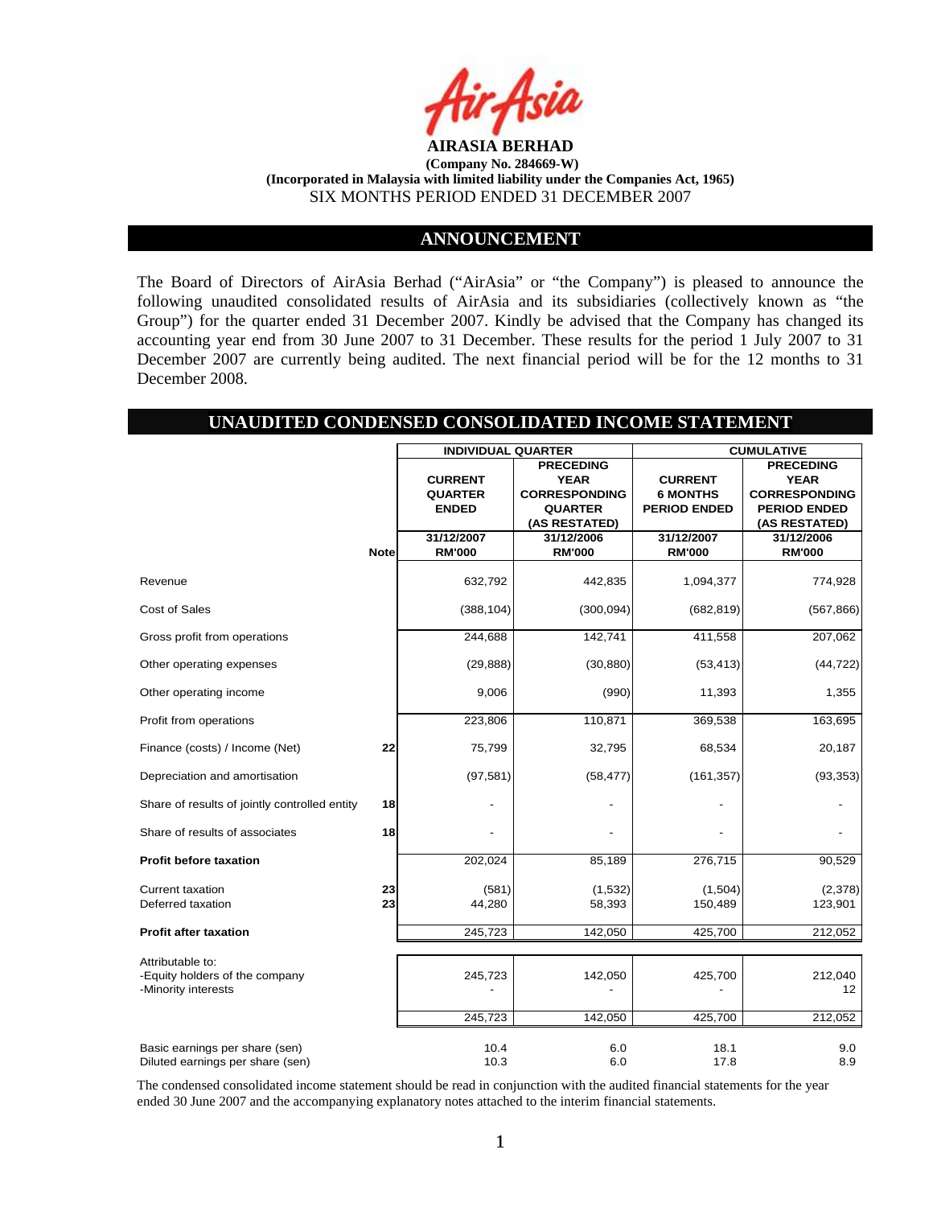**AIRASIA BERHAD**

**(Company No. 284669-W)**

**(Incorporated in Malaysia with limited liability under the Companies Act, 1965)**

SIX MONTHS PERIOD ENDED 31 DECEMBER 2007

## ANNOUNCEMENT

The Board of Directors of AirAsia Berhad ("AirAsia" or "the Company") is pleased to announce the following unaudited consolidated results of AirAsia and its subsidiaries (collectively known as "the Group") for the quarter ended 31 December 2007. Kindly be advised that the Company has changed its accounting year end from 30 June 2007 to 31 December. These results for the period 1 July 2007 to 31 December 2007 are currently being audited. The next financial period will be for the 12 months to 31 December 2008.

## UNAUDITED CONDENSED CONSOLIDATED INCOME STATEMENT

| | | INDIVIDUAL QUARTER | | CUMULATIVE | |
|---|---|---|---|---|---|
| | | CURRENT QUARTER ENDED | PRECEDING YEAR CORRESPONDING QUARTER (AS RESTATED) | CURRENT 6 MONTHS PERIOD ENDED | PRECEDING YEAR CORRESPONDING PERIOD ENDED (AS RESTATED) |
| | Note | 31/12/2007 RM'000 | 31/12/2006 RM'000 | 31/12/2007 RM'000 | 31/12/2006 RM'000 |
| Revenue | | 632,792 | 442,835 | 1,094,377 | 774,928 |
| Cost of Sales | | (388,104) | (300,094) | (682,819) | (567,866) |
| Gross profit from operations | | 244,688 | 142,741 | 411,558 | 207,062 |
| Other operating expenses | | (29,888) | (30,880) | (53,413) | (44,722) |
| Other operating income | | 9,006 | (990) | 11,393 | 1,355 |
| Profit from operations | | 223,806 | 110,871 | 369,538 | 163,695 |
| Finance (costs) / Income (Net) | 22 | 75,799 | 32,795 | 68,534 | 20,187 |
| Depreciation and amortisation | | (97,581) | (58,477) | (161,357) | (93,353) |
| Share of results of jointly controlled entity | 18 | - | - | - | - |
| Share of results of associates | 18 | - | - | - | - |
| **Profit before taxation** | | 202,024 | 85,189 | 276,715 | 90,529 |
| Current taxation | 23 | (581) | (1,532) | (1,504) | (2,378) |
| Deferred taxation | 23 | 44,280 | 58,393 | 150,489 | 123,901 |
| **Profit after taxation** | | 245,723 | 142,050 | 425,700 | 212,052 |
| Attributable to: | | | | | |
| -Equity holders of the company | | 245,723 | 142,050 | 425,700 | 212,040 |
| -Minority interests | | - | - | - | 12 |
| | | 245,723 | 142,050 | 425,700 | 212,052 |
| Basic earnings per share (sen) | | 10.4 | 6.0 | 18.1 | 9.0 |
| Diluted earnings per share (sen) | | 10.3 | 6.0 | 17.8 | 8.9 |

The condensed consolidated income statement should be read in conjunction with the audited financial statements for the year ended 30 June 2007 and the accompanying explanatory notes attached to the interim financial statements.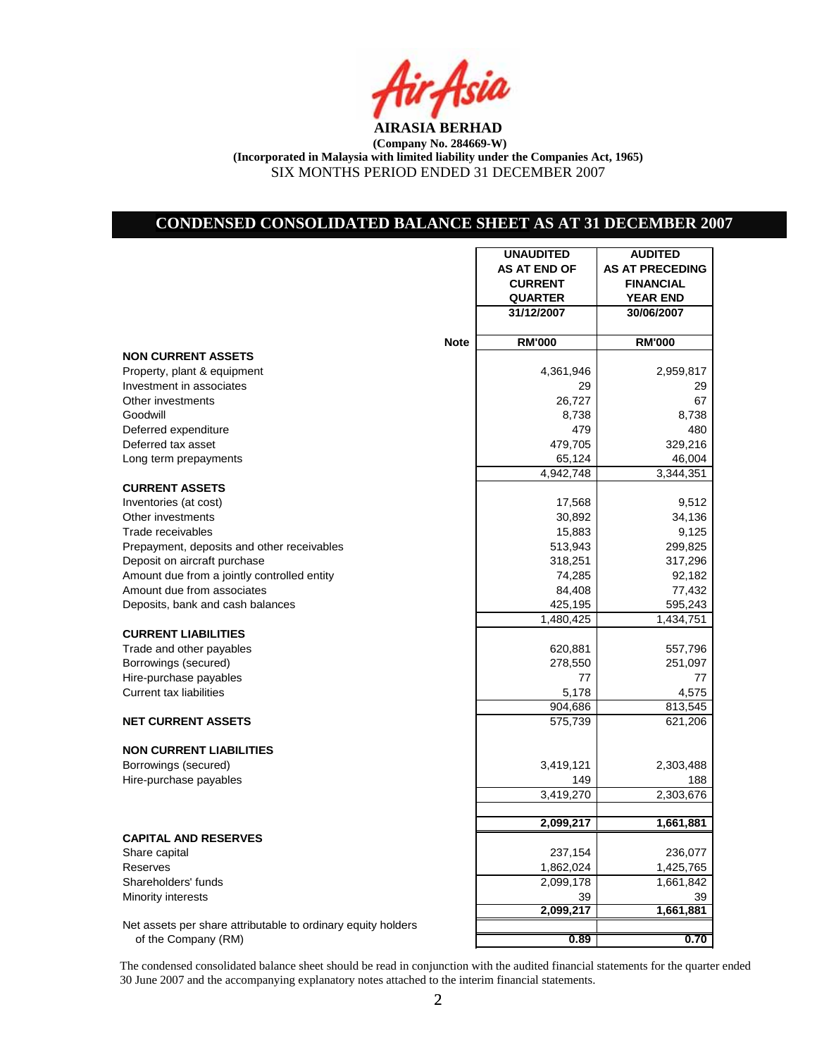**AIRASIA BERHAD**

**(Company No. 284669-W)**

**(Incorporated in Malaysia with limited liability under the Companies Act, 1965)**

SIX MONTHS PERIOD ENDED 31 DECEMBER 2007

## CONDENSED CONSOLIDATED BALANCE SHEET AS AT 31 DECEMBER 2007

| | Note | UNAUDITED AS AT END OF CURRENT QUARTER 31/12/2007 | AUDITED AS AT PRECEDING FINANCIAL YEAR END 30/06/2007 |
|---|---|---|---|
| | | RM'000 | RM'000 |
| **NON CURRENT ASSETS** | | | |
| Property, plant & equipment | | 4,361,946 | 2,959,817 |
| Investment in associates | | 29 | 29 |
| Other investments | | 26,727 | 67 |
| Goodwill | | 8,738 | 8,738 |
| Deferred expenditure | | 479 | 480 |
| Deferred tax asset | | 479,705 | 329,216 |
| Long term prepayments | | 65,124 | 46,004 |
| | | 4,942,748 | 3,344,351 |
| **CURRENT ASSETS** | | | |
| Inventories (at cost) | | 17,568 | 9,512 |
| Other investments | | 30,892 | 34,136 |
| Trade receivables | | 15,883 | 9,125 |
| Prepayment, deposits and other receivables | | 513,943 | 299,825 |
| Deposit on aircraft purchase | | 318,251 | 317,296 |
| Amount due from a jointly controlled entity | | 74,285 | 92,182 |
| Amount due from associates | | 84,408 | 77,432 |
| Deposits, bank and cash balances | | 425,195 | 595,243 |
| | | 1,480,425 | 1,434,751 |
| **CURRENT LIABILITIES** | | | |
| Trade and other payables | | 620,881 | 557,796 |
| Borrowings (secured) | | 278,550 | 251,097 |
| Hire-purchase payables | | 77 | 77 |
| Current tax liabilities | | 5,178 | 4,575 |
| | | 904,686 | 813,545 |
| **NET CURRENT ASSETS** | | 575,739 | 621,206 |
| **NON CURRENT LIABILITIES** | | | |
| Borrowings (secured) | | 3,419,121 | 2,303,488 |
| Hire-purchase payables | | 149 | 188 |
| | | 3,419,270 | 2,303,676 |
| | | **2,099,217** | **1,661,881** |
| **CAPITAL AND RESERVES** | | | |
| Share capital | | 237,154 | 236,077 |
| Reserves | | 1,862,024 | 1,425,765 |
| Shareholders' funds | | 2,099,178 | 1,661,842 |
| Minority interests | | 39 | 39 |
| | | **2,099,217** | **1,661,881** |
| Net assets per share attributable to ordinary equity holders of the Company (RM) | | **0.89** | **0.70** |

The condensed consolidated balance sheet should be read in conjunction with the audited financial statements for the quarter ended 30 June 2007 and the accompanying explanatory notes attached to the interim financial statements.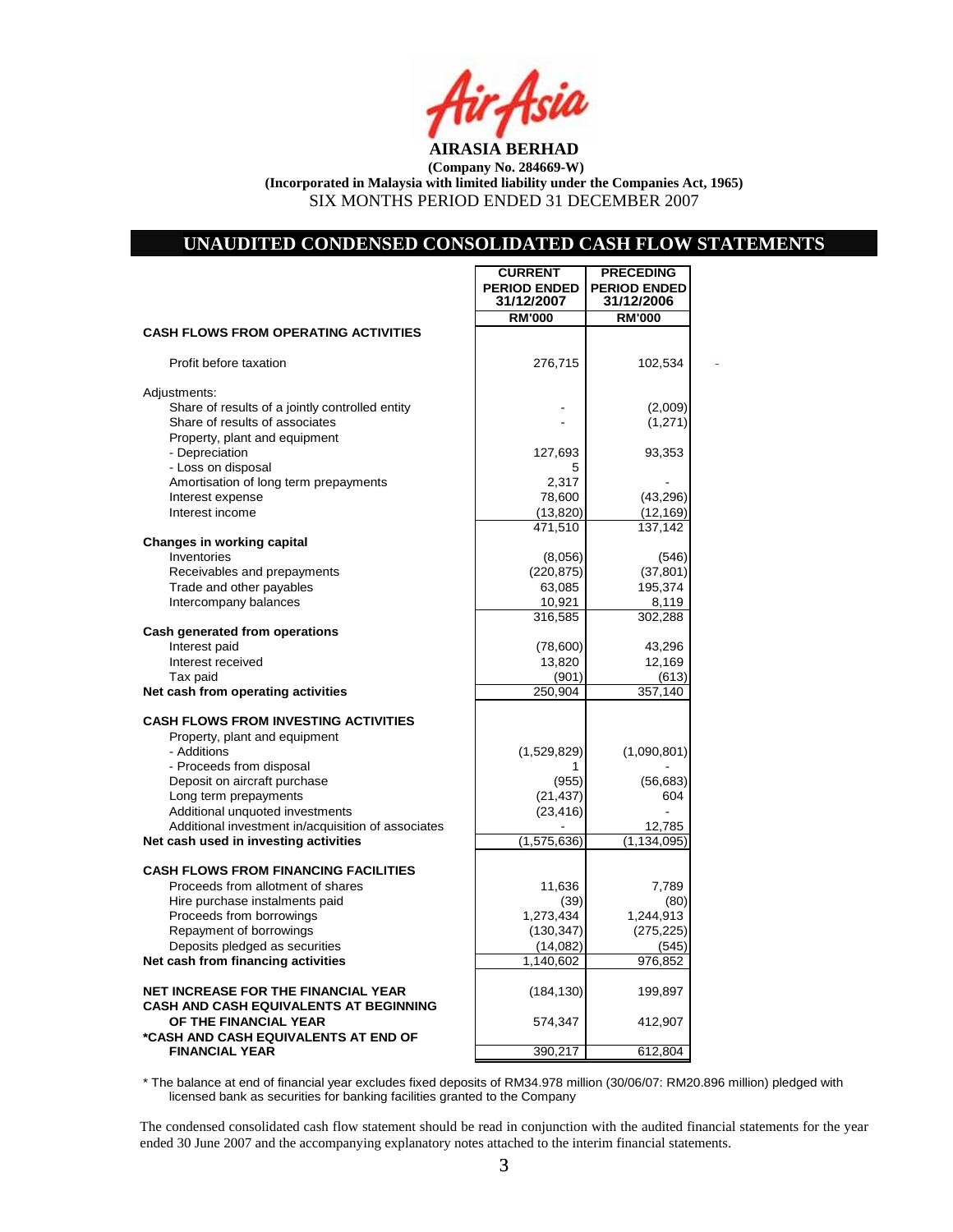**AIRASIA BERHAD**

**(Company No. 284669-W)**

**(Incorporated in Malaysia with limited liability under the Companies Act, 1965)**

SIX MONTHS PERIOD ENDED 31 DECEMBER 2007

## UNAUDITED CONDENSED CONSOLIDATED CASH FLOW STATEMENTS

| | CURRENT PERIOD ENDED 31/12/2007 | PRECEDING PERIOD ENDED 31/12/2006 |
|---|---|---|
| | RM'000 | RM'000 |
| **CASH FLOWS FROM OPERATING ACTIVITIES** | | |
| Profit before taxation | 276,715 | 102,534 |
| Adjustments: | | |
| Share of results of a jointly controlled entity | - | (2,009) |
| Share of results of associates | - | (1,271) |
| Property, plant and equipment | | |
| - Depreciation | 127,693 | 93,353 |
| - Loss on disposal | 5 | |
| Amortisation of long term prepayments | 2,317 | - |
| Interest expense | 78,600 | (43,296) |
| Interest income | (13,820) | (12,169) |
| | 471,510 | 137,142 |
| **Changes in working capital** | | |
| Inventories | (8,056) | (546) |
| Receivables and prepayments | (220,875) | (37,801) |
| Trade and other payables | 63,085 | 195,374 |
| Intercompany balances | 10,921 | 8,119 |
| | 316,585 | 302,288 |
| **Cash generated from operations** | | |
| Interest paid | (78,600) | 43,296 |
| Interest received | 13,820 | 12,169 |
| Tax paid | (901) | (613) |
| **Net cash from operating activities** | 250,904 | 357,140 |
| **CASH FLOWS FROM INVESTING ACTIVITIES** | | |
| Property, plant and equipment | | |
| - Additions | (1,529,829) | (1,090,801) |
| - Proceeds from disposal | 1 | - |
| Deposit on aircraft purchase | (955) | (56,683) |
| Long term prepayments | (21,437) | 604 |
| Additional unquoted investments | (23,416) | - |
| Additional investment in/acquisition of associates | - | 12,785 |
| **Net cash used in investing activities** | (1,575,636) | (1,134,095) |
| **CASH FLOWS FROM FINANCING FACILITIES** | | |
| Proceeds from allotment of shares | 11,636 | 7,789 |
| Hire purchase instalments paid | (39) | (80) |
| Proceeds from borrowings | 1,273,434 | 1,244,913 |
| Repayment of borrowings | (130,347) | (275,225) |
| Deposits pledged as securities | (14,082) | (545) |
| **Net cash from financing activities** | 1,140,602 | 976,852 |
| **NET INCREASE FOR THE FINANCIAL YEAR** | (184,130) | 199,897 |
| **CASH AND CASH EQUIVALENTS AT BEGINNING OF THE FINANCIAL YEAR** | 574,347 | 412,907 |
| **\*CASH AND CASH EQUIVALENTS AT END OF FINANCIAL YEAR** | 390,217 | 612,804 |

\* The balance at end of financial year excludes fixed deposits of RM34.978 million (30/06/07: RM20.896 million) pledged with licensed bank as securities for banking facilities granted to the Company

The condensed consolidated cash flow statement should be read in conjunction with the audited financial statements for the year ended 30 June 2007 and the accompanying explanatory notes attached to the interim financial statements.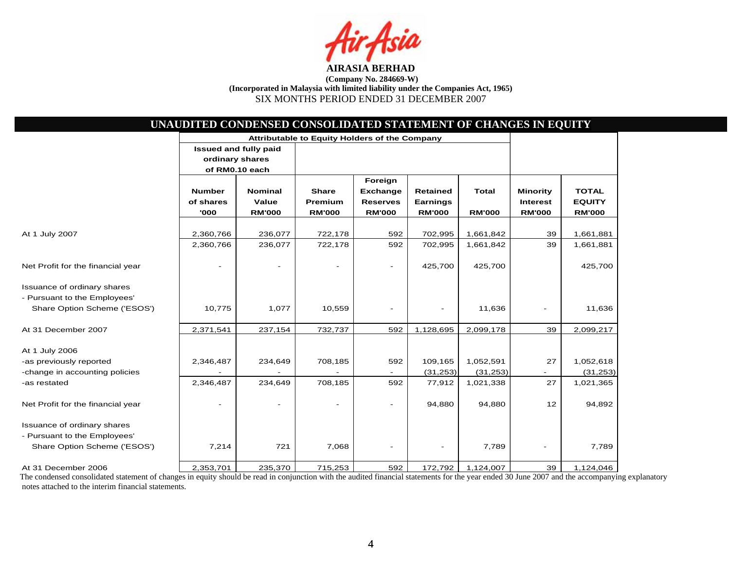**AIRASIA BERHAD**
**(Company No. 284669-W)**
**(Incorporated in Malaysia with limited liability under the Companies Act, 1965)**
SIX MONTHS PERIOD ENDED 31 DECEMBER 2007

## UNAUDITED CONDENSED CONSOLIDATED STATEMENT OF CHANGES IN EQUITY

| | Attributable to Equity Holders of the Company | | | | | | | |
|---|---|---|---|---|---|---|---|---|
| | Issued and fully paid ordinary shares of RM0.10 each | | | | | | | |
| | Number of shares '000 | Nominal Value RM'000 | Share Premium RM'000 | Foreign Exchange Reserves RM'000 | Retained Earnings RM'000 | Total RM'000 | Minority Interest RM'000 | TOTAL EQUITY RM'000 |
| At 1 July 2007 | 2,360,766 | 236,077 | 722,178 | 592 | 702,995 | 1,661,842 | 39 | 1,661,881 |
| | 2,360,766 | 236,077 | 722,178 | 592 | 702,995 | 1,661,842 | 39 | 1,661,881 |
| Net Profit for the financial year | - | - | - | - | 425,700 | 425,700 | | 425,700 |
| Issuance of ordinary shares - Pursuant to the Employees' Share Option Scheme ('ESOS') | 10,775 | 1,077 | 10,559 | - | - | 11,636 | - | 11,636 |
| At 31 December 2007 | 2,371,541 | 237,154 | 732,737 | 592 | 1,128,695 | 2,099,178 | 39 | 2,099,217 |
| At 1 July 2006 | | | | | | | | |
| -as previously reported | 2,346,487 | 234,649 | 708,185 | 592 | 109,165 | 1,052,591 | 27 | 1,052,618 |
| -change in accounting policies | - | - | - | - | (31,253) | (31,253) | - | (31,253) |
| -as restated | 2,346,487 | 234,649 | 708,185 | 592 | 77,912 | 1,021,338 | 27 | 1,021,365 |
| Net Profit for the financial year | - | - | - | - | 94,880 | 94,880 | 12 | 94,892 |
| Issuance of ordinary shares - Pursuant to the Employees' Share Option Scheme ('ESOS') | 7,214 | 721 | 7,068 | - | - | 7,789 | - | 7,789 |
| At 31 December 2006 | 2,353,701 | 235,370 | 715,253 | 592 | 172,792 | 1,124,007 | 39 | 1,124,046 |

The condensed consolidated statement of changes in equity should be read in conjunction with the audited financial statements for the year ended 30 June 2007 and the accompanying explanatory notes attached to the interim financial statements.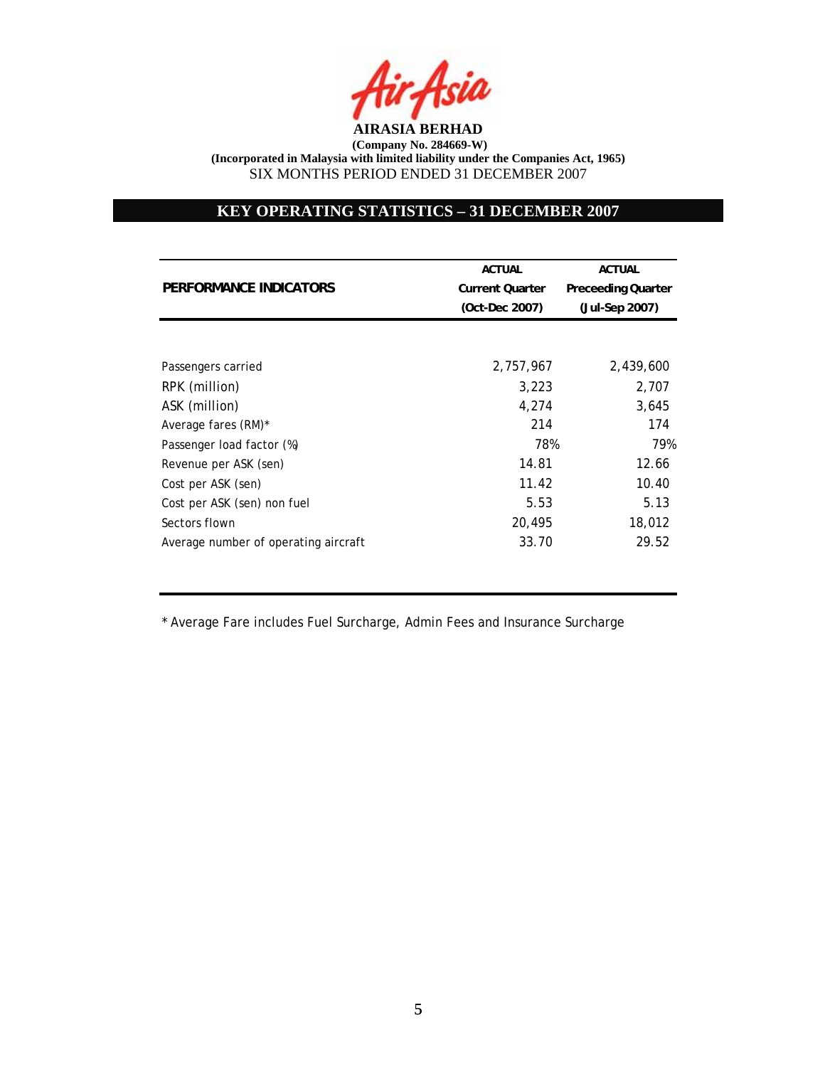**AIRASIA BERHAD**

**(Company No. 284669-W)**

**(Incorporated in Malaysia with limited liability under the Companies Act, 1965)**

SIX MONTHS PERIOD ENDED 31 DECEMBER 2007

## KEY OPERATING STATISTICS – 31 DECEMBER 2007

| PERFORMANCE INDICATORS | ACTUAL Current Quarter (Oct-Dec 2007) | ACTUAL Preceeding Quarter (Jul-Sep 2007) |
|---|---|---|
| Passengers carried | 2,757,967 | 2,439,600 |
| RPK (million) | 3,223 | 2,707 |
| ASK (million) | 4,274 | 3,645 |
| Average fares (RM)* | 214 | 174 |
| Passenger load factor (%) | 78% | 79% |
| Revenue per ASK (sen) | 14.81 | 12.66 |
| Cost per ASK (sen) | 11.42 | 10.40 |
| Cost per ASK (sen) non fuel | 5.53 | 5.13 |
| Sectors flown | 20,495 | 18,012 |
| Average number of operating aircraft | 33.70 | 29.52 |

* Average Fare includes Fuel Surcharge, Admin Fees and Insurance Surcharge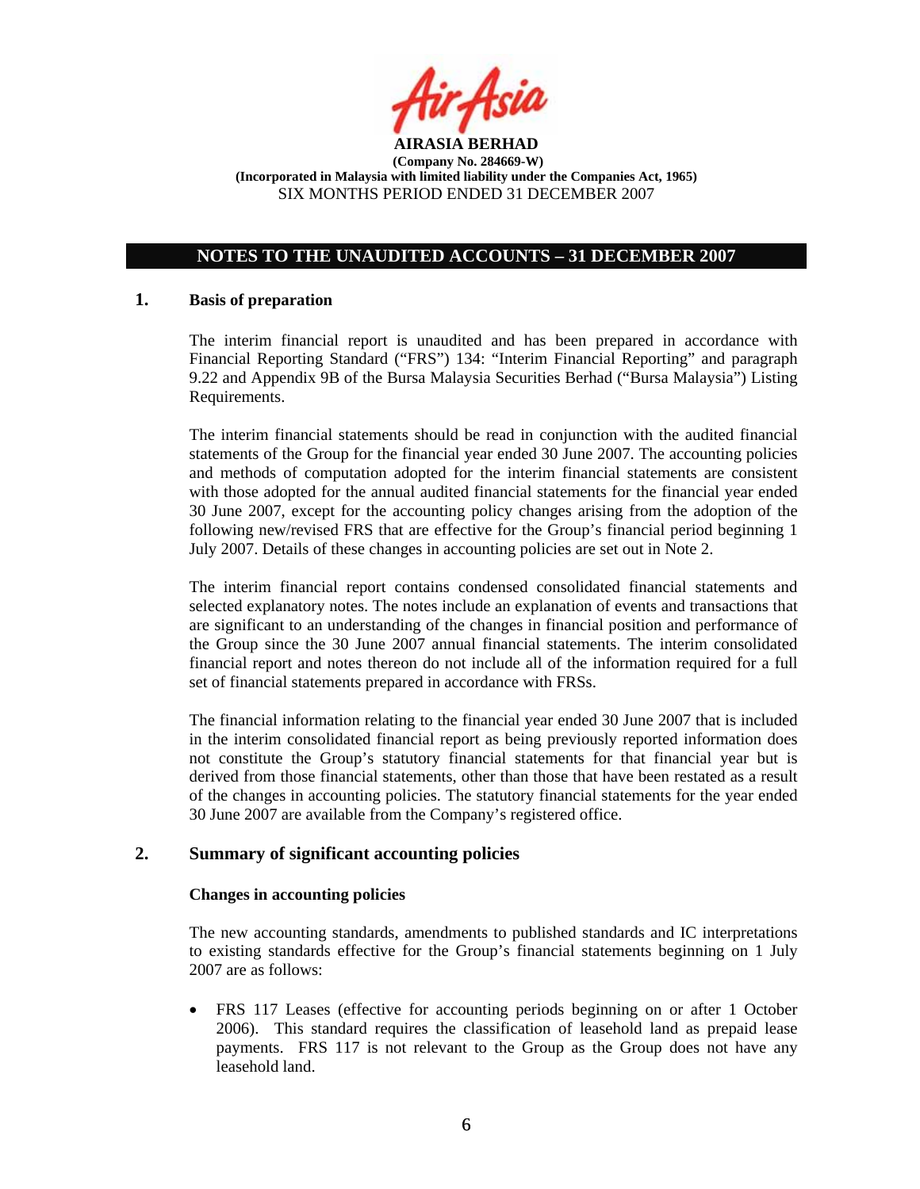**AIRASIA BERHAD**
**(Company No. 284669-W)**
**(Incorporated in Malaysia with limited liability under the Companies Act, 1965)**
SIX MONTHS PERIOD ENDED 31 DECEMBER 2007

## NOTES TO THE UNAUDITED ACCOUNTS – 31 DECEMBER 2007

### 1. Basis of preparation

The interim financial report is unaudited and has been prepared in accordance with Financial Reporting Standard ("FRS") 134: "Interim Financial Reporting" and paragraph 9.22 and Appendix 9B of the Bursa Malaysia Securities Berhad ("Bursa Malaysia") Listing Requirements.

The interim financial statements should be read in conjunction with the audited financial statements of the Group for the financial year ended 30 June 2007. The accounting policies and methods of computation adopted for the interim financial statements are consistent with those adopted for the annual audited financial statements for the financial year ended 30 June 2007, except for the accounting policy changes arising from the adoption of the following new/revised FRS that are effective for the Group's financial period beginning 1 July 2007. Details of these changes in accounting policies are set out in Note 2.

The interim financial report contains condensed consolidated financial statements and selected explanatory notes. The notes include an explanation of events and transactions that are significant to an understanding of the changes in financial position and performance of the Group since the 30 June 2007 annual financial statements. The interim consolidated financial report and notes thereon do not include all of the information required for a full set of financial statements prepared in accordance with FRSs.

The financial information relating to the financial year ended 30 June 2007 that is included in the interim consolidated financial report as being previously reported information does not constitute the Group's statutory financial statements for that financial year but is derived from those financial statements, other than those that have been restated as a result of the changes in accounting policies. The statutory financial statements for the year ended 30 June 2007 are available from the Company's registered office.

### 2. Summary of significant accounting policies

**Changes in accounting policies**

The new accounting standards, amendments to published standards and IC interpretations to existing standards effective for the Group's financial statements beginning on 1 July 2007 are as follows:

- FRS 117 Leases (effective for accounting periods beginning on or after 1 October 2006). This standard requires the classification of leasehold land as prepaid lease payments. FRS 117 is not relevant to the Group as the Group does not have any leasehold land.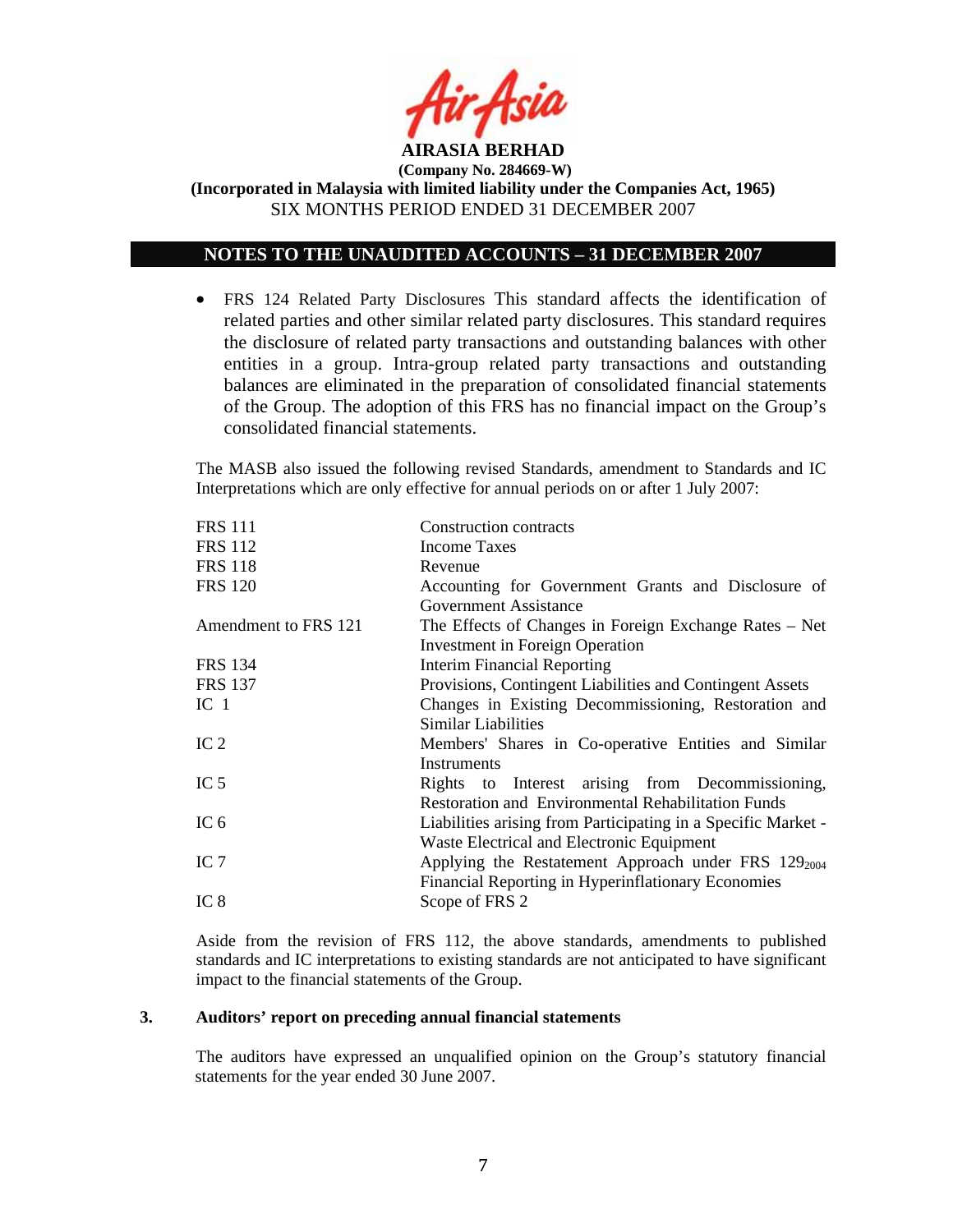- FRS 124 Related Party Disclosures This standard affects the identification of related parties and other similar related party disclosures. This standard requires the disclosure of related party transactions and outstanding balances with other entities in a group. Intra-group related party transactions and outstanding balances are eliminated in the preparation of consolidated financial statements of the Group. The adoption of this FRS has no financial impact on the Group's consolidated financial statements.

The MASB also issued the following revised Standards, amendment to Standards and IC Interpretations which are only effective for annual periods on or after 1 July 2007:

| | |
|---|---|
| FRS 111 | Construction contracts |
| FRS 112 | Income Taxes |
| FRS 118 | Revenue |
| FRS 120 | Accounting for Government Grants and Disclosure of Government Assistance |
| Amendment to FRS 121 | The Effects of Changes in Foreign Exchange Rates – Net Investment in Foreign Operation |
| FRS 134 | Interim Financial Reporting |
| FRS 137 | Provisions, Contingent Liabilities and Contingent Assets |
| IC 1 | Changes in Existing Decommissioning, Restoration and Similar Liabilities |
| IC 2 | Members' Shares in Co-operative Entities and Similar Instruments |
| IC 5 | Rights to Interest arising from Decommissioning, Restoration and Environmental Rehabilitation Funds |
| IC 6 | Liabilities arising from Participating in a Specific Market - Waste Electrical and Electronic Equipment |
| IC 7 | Applying the Restatement Approach under FRS $129_{2004}$ Financial Reporting in Hyperinflationary Economies |
| IC 8 | Scope of FRS 2 |

Aside from the revision of FRS 112, the above standards, amendments to published standards and IC interpretations to existing standards are not anticipated to have significant impact to the financial statements of the Group.

## 3. Auditors' report on preceding annual financial statements

The auditors have expressed an unqualified opinion on the Group's statutory financial statements for the year ended 30 June 2007.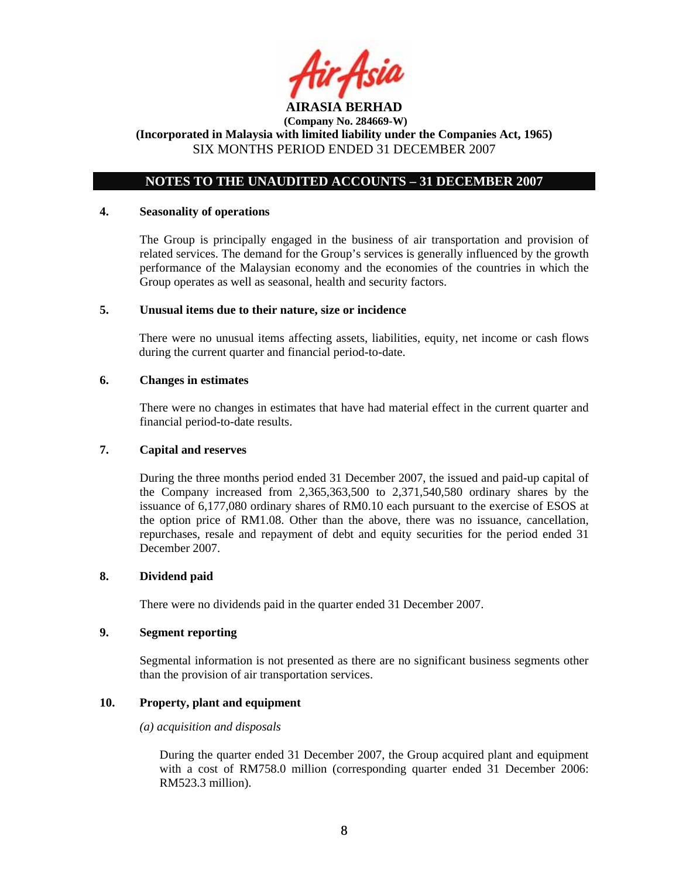**AIRASIA BERHAD**

**(Company No. 284669-W)**

**(Incorporated in Malaysia with limited liability under the Companies Act, 1965)**

SIX MONTHS PERIOD ENDED 31 DECEMBER 2007

## NOTES TO THE UNAUDITED ACCOUNTS – 31 DECEMBER 2007

### 4. Seasonality of operations

The Group is principally engaged in the business of air transportation and provision of related services. The demand for the Group's services is generally influenced by the growth performance of the Malaysian economy and the economies of the countries in which the Group operates as well as seasonal, health and security factors.

### 5. Unusual items due to their nature, size or incidence

There were no unusual items affecting assets, liabilities, equity, net income or cash flows during the current quarter and financial period-to-date.

### 6. Changes in estimates

There were no changes in estimates that have had material effect in the current quarter and financial period-to-date results.

### 7. Capital and reserves

During the three months period ended 31 December 2007, the issued and paid-up capital of the Company increased from 2,365,363,500 to 2,371,540,580 ordinary shares by the issuance of 6,177,080 ordinary shares of RM0.10 each pursuant to the exercise of ESOS at the option price of RM1.08. Other than the above, there was no issuance, cancellation, repurchases, resale and repayment of debt and equity securities for the period ended 31 December 2007.

### 8. Dividend paid

There were no dividends paid in the quarter ended 31 December 2007.

### 9. Segment reporting

Segmental information is not presented as there are no significant business segments other than the provision of air transportation services.

### 10. Property, plant and equipment

*(a) acquisition and disposals*

During the quarter ended 31 December 2007, the Group acquired plant and equipment with a cost of RM758.0 million (corresponding quarter ended 31 December 2006: RM523.3 million).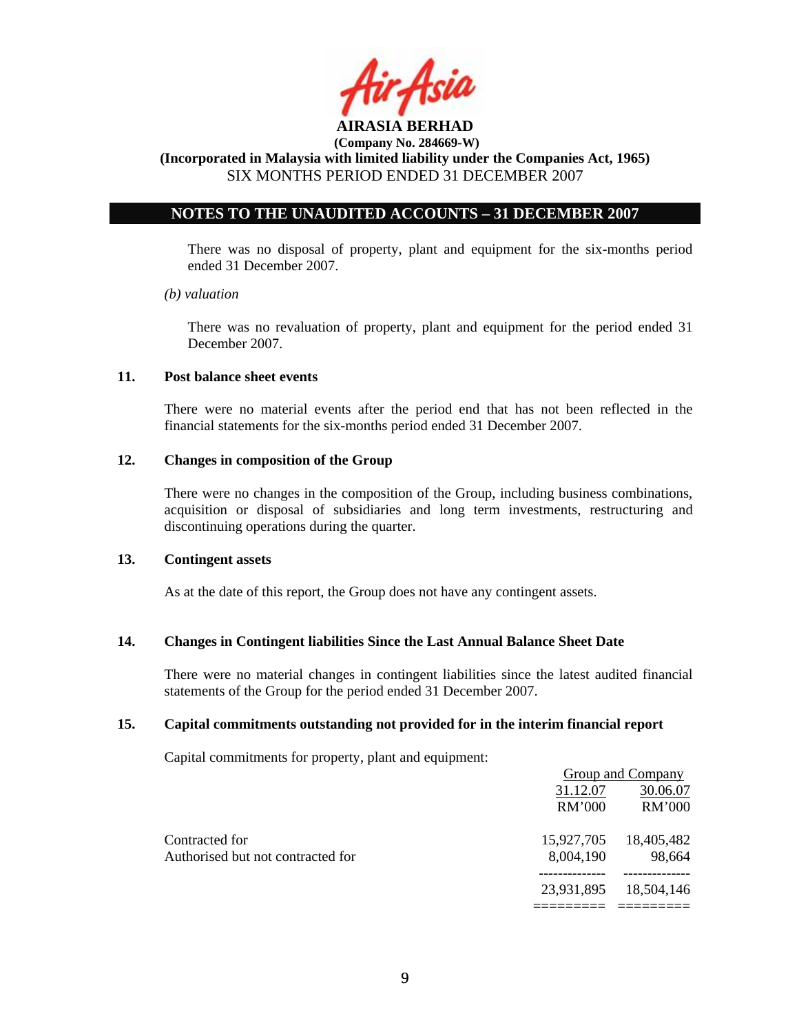**AIRASIA BERHAD**
**(Company No. 284669-W)**
**(Incorporated in Malaysia with limited liability under the Companies Act, 1965)**
SIX MONTHS PERIOD ENDED 31 DECEMBER 2007

## NOTES TO THE UNAUDITED ACCOUNTS – 31 DECEMBER 2007

There was no disposal of property, plant and equipment for the six-months period ended 31 December 2007.

*(b) valuation*

There was no revaluation of property, plant and equipment for the period ended 31 December 2007.

### 11. Post balance sheet events

There were no material events after the period end that has not been reflected in the financial statements for the six-months period ended 31 December 2007.

### 12. Changes in composition of the Group

There were no changes in the composition of the Group, including business combinations, acquisition or disposal of subsidiaries and long term investments, restructuring and discontinuing operations during the quarter.

### 13. Contingent assets

As at the date of this report, the Group does not have any contingent assets.

### 14. Changes in Contingent liabilities Since the Last Annual Balance Sheet Date

There were no material changes in contingent liabilities since the latest audited financial statements of the Group for the period ended 31 December 2007.

### 15. Capital commitments outstanding not provided for in the interim financial report

Capital commitments for property, plant and equipment:

| | Group and Company | |
|---|---|---|
| | 31.12.07 | 30.06.07 |
| | RM'000 | RM'000 |
| Contracted for | 15,927,705 | 18,405,482 |
| Authorised but not contracted for | 8,004,190 | 98,664 |
| | 23,931,895 | 18,504,146 |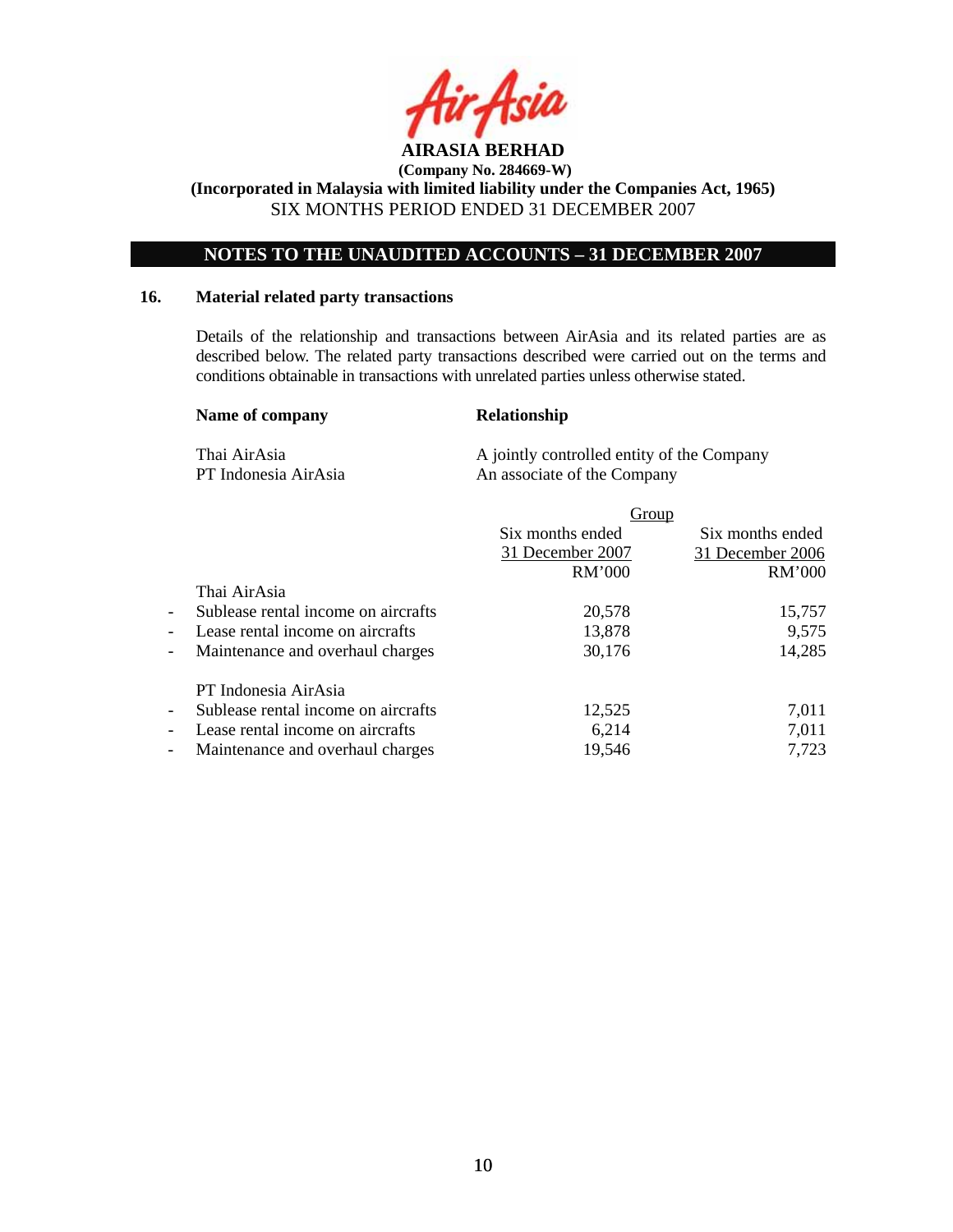**AIRASIA BERHAD**

**(Company No. 284669-W)**

**(Incorporated in Malaysia with limited liability under the Companies Act, 1965)**

SIX MONTHS PERIOD ENDED 31 DECEMBER 2007

## NOTES TO THE UNAUDITED ACCOUNTS – 31 DECEMBER 2007

### 16. Material related party transactions

Details of the relationship and transactions between AirAsia and its related parties are as described below. The related party transactions described were carried out on the terms and conditions obtainable in transactions with unrelated parties unless otherwise stated.

| **Name of company** | **Relationship** |
|---|---|
| Thai AirAsia | A jointly controlled entity of the Company |
| PT Indonesia AirAsia | An associate of the Company |

| | Group | |
|---|---|---|
| | Six months ended 31 December 2007 RM'000 | Six months ended 31 December 2006 RM'000 |
| Thai AirAsia | | |
| - Sublease rental income on aircrafts | 20,578 | 15,757 |
| - Lease rental income on aircrafts | 13,878 | 9,575 |
| - Maintenance and overhaul charges | 30,176 | 14,285 |
| PT Indonesia AirAsia | | |
| - Sublease rental income on aircrafts | 12,525 | 7,011 |
| - Lease rental income on aircrafts | 6,214 | 7,011 |
| - Maintenance and overhaul charges | 19,546 | 7,723 |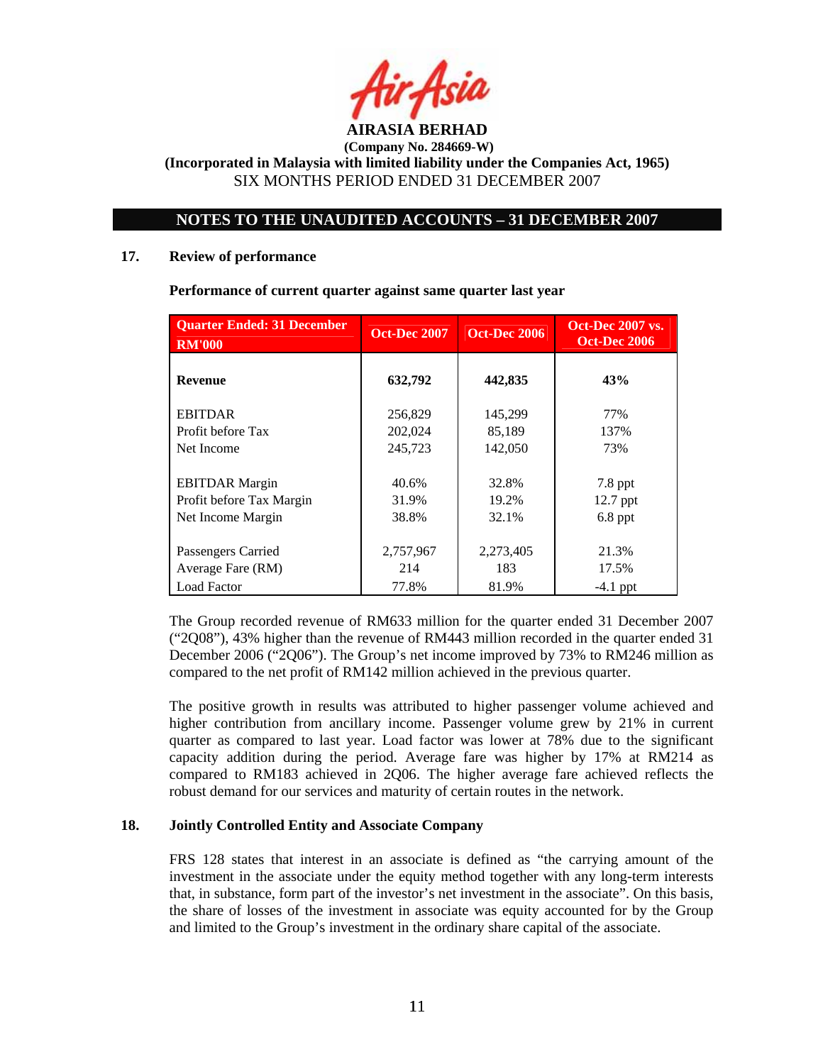**AIRASIA BERHAD**

**(Company No. 284669-W)**

**(Incorporated in Malaysia with limited liability under the Companies Act, 1965)**

SIX MONTHS PERIOD ENDED 31 DECEMBER 2007

## NOTES TO THE UNAUDITED ACCOUNTS – 31 DECEMBER 2007

### 17. Review of performance

**Performance of current quarter against same quarter last year**

| Quarter Ended: 31 December RM'000 | Oct-Dec 2007 | Oct-Dec 2006 | Oct-Dec 2007 vs. Oct-Dec 2006 |
|---|---|---|---|
| **Revenue** | **632,792** | **442,835** | **43%** |
| EBITDAR | 256,829 | 145,299 | 77% |
| Profit before Tax | 202,024 | 85,189 | 137% |
| Net Income | 245,723 | 142,050 | 73% |
| EBITDAR Margin | 40.6% | 32.8% | 7.8 ppt |
| Profit before Tax Margin | 31.9% | 19.2% | 12.7 ppt |
| Net Income Margin | 38.8% | 32.1% | 6.8 ppt |
| Passengers Carried | 2,757,967 | 2,273,405 | 21.3% |
| Average Fare (RM) | 214 | 183 | 17.5% |
| Load Factor | 77.8% | 81.9% | -4.1 ppt |

The Group recorded revenue of RM633 million for the quarter ended 31 December 2007 ("2Q08"), 43% higher than the revenue of RM443 million recorded in the quarter ended 31 December 2006 ("2Q06"). The Group's net income improved by 73% to RM246 million as compared to the net profit of RM142 million achieved in the previous quarter.

The positive growth in results was attributed to higher passenger volume achieved and higher contribution from ancillary income. Passenger volume grew by 21% in current quarter as compared to last year. Load factor was lower at 78% due to the significant capacity addition during the period. Average fare was higher by 17% at RM214 as compared to RM183 achieved in 2Q06. The higher average fare achieved reflects the robust demand for our services and maturity of certain routes in the network.

### 18. Jointly Controlled Entity and Associate Company

FRS 128 states that interest in an associate is defined as "the carrying amount of the investment in the associate under the equity method together with any long-term interests that, in substance, form part of the investor's net investment in the associate". On this basis, the share of losses of the investment in associate was equity accounted for by the Group and limited to the Group's investment in the ordinary share capital of the associate.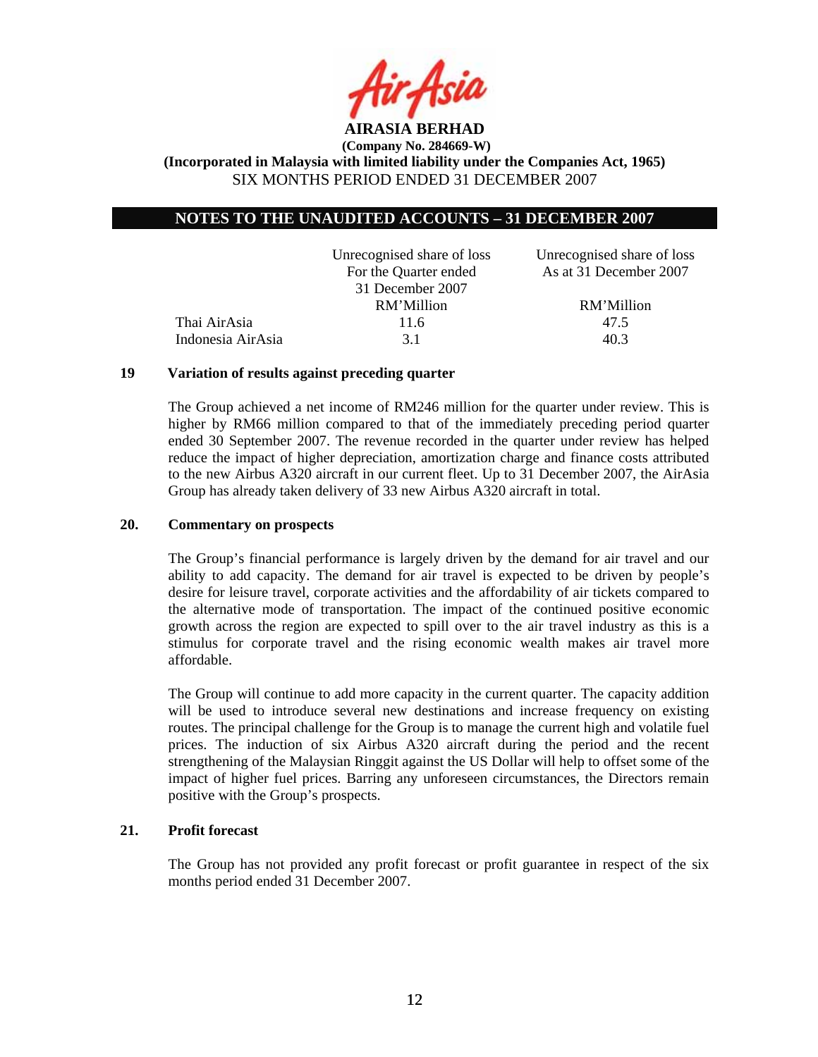**AIRASIA BERHAD**

**(Company No. 284669-W)**

**(Incorporated in Malaysia with limited liability under the Companies Act, 1965)**

SIX MONTHS PERIOD ENDED 31 DECEMBER 2007

## NOTES TO THE UNAUDITED ACCOUNTS – 31 DECEMBER 2007

| | Unrecognised share of loss For the Quarter ended 31 December 2007 | Unrecognised share of loss As at 31 December 2007 |
|---|---|---|
| | RM'Million | RM'Million |
| Thai AirAsia | 11.6 | 47.5 |
| Indonesia AirAsia | 3.1 | 40.3 |

### 19 Variation of results against preceding quarter

The Group achieved a net income of RM246 million for the quarter under review. This is higher by RM66 million compared to that of the immediately preceding period quarter ended 30 September 2007. The revenue recorded in the quarter under review has helped reduce the impact of higher depreciation, amortization charge and finance costs attributed to the new Airbus A320 aircraft in our current fleet. Up to 31 December 2007, the AirAsia Group has already taken delivery of 33 new Airbus A320 aircraft in total.

### 20. Commentary on prospects

The Group's financial performance is largely driven by the demand for air travel and our ability to add capacity. The demand for air travel is expected to be driven by people's desire for leisure travel, corporate activities and the affordability of air tickets compared to the alternative mode of transportation. The impact of the continued positive economic growth across the region are expected to spill over to the air travel industry as this is a stimulus for corporate travel and the rising economic wealth makes air travel more affordable.

The Group will continue to add more capacity in the current quarter. The capacity addition will be used to introduce several new destinations and increase frequency on existing routes. The principal challenge for the Group is to manage the current high and volatile fuel prices. The induction of six Airbus A320 aircraft during the period and the recent strengthening of the Malaysian Ringgit against the US Dollar will help to offset some of the impact of higher fuel prices. Barring any unforeseen circumstances, the Directors remain positive with the Group's prospects.

### 21. Profit forecast

The Group has not provided any profit forecast or profit guarantee in respect of the six months period ended 31 December 2007.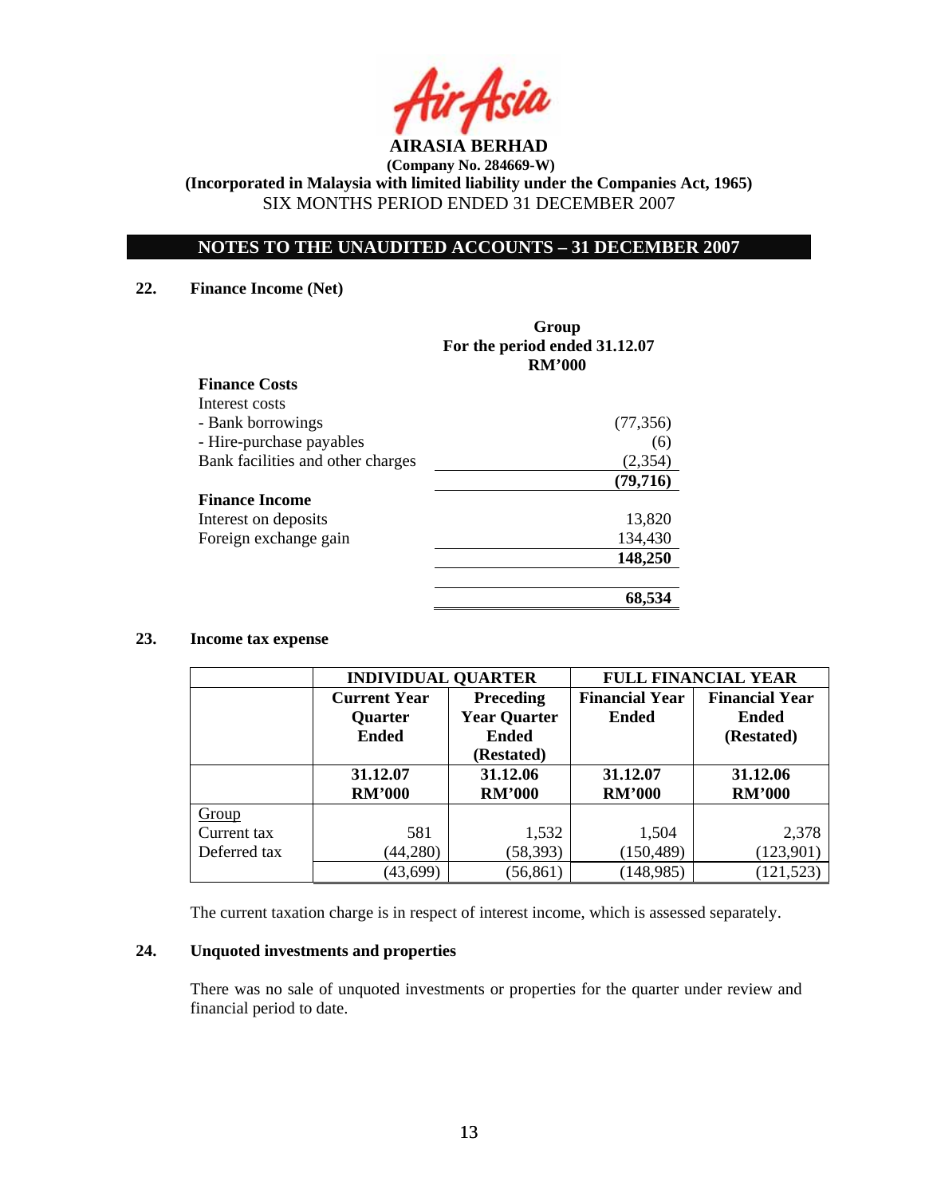**AIRASIA BERHAD**

**(Company No. 284669-W)**

**(Incorporated in Malaysia with limited liability under the Companies Act, 1965)**

SIX MONTHS PERIOD ENDED 31 DECEMBER 2007

## NOTES TO THE UNAUDITED ACCOUNTS – 31 DECEMBER 2007

### 22. Finance Income (Net)

| | Group<br>For the period ended 31.12.07<br>RM'000 |
|---|---|
| **Finance Costs** | |
| Interest costs | |
| - Bank borrowings | (77,356) |
| - Hire-purchase payables | (6) |
| Bank facilities and other charges | (2,354) |
| | **(79,716)** |
| **Finance Income** | |
| Interest on deposits | 13,820 |
| Foreign exchange gain | 134,430 |
| | **148,250** |
| | **68,534** |

### 23. Income tax expense

| | INDIVIDUAL QUARTER | | FULL FINANCIAL YEAR | |
|---|---|---|---|---|
| | Current Year Quarter Ended | Preceding Year Quarter Ended (Restated) | Financial Year Ended | Financial Year Ended (Restated) |
| | 31.12.07<br>RM'000 | 31.12.06<br>RM'000 | 31.12.07<br>RM'000 | 31.12.06<br>RM'000 |
| <u>Group</u> | | | | |
| Current tax | 581 | 1,532 | 1,504 | 2,378 |
| Deferred tax | (44,280) | (58,393) | (150,489) | (123,901) |
| | (43,699) | (56,861) | (148,985) | (121,523) |

The current taxation charge is in respect of interest income, which is assessed separately.

### 24. Unquoted investments and properties

There was no sale of unquoted investments or properties for the quarter under review and financial period to date.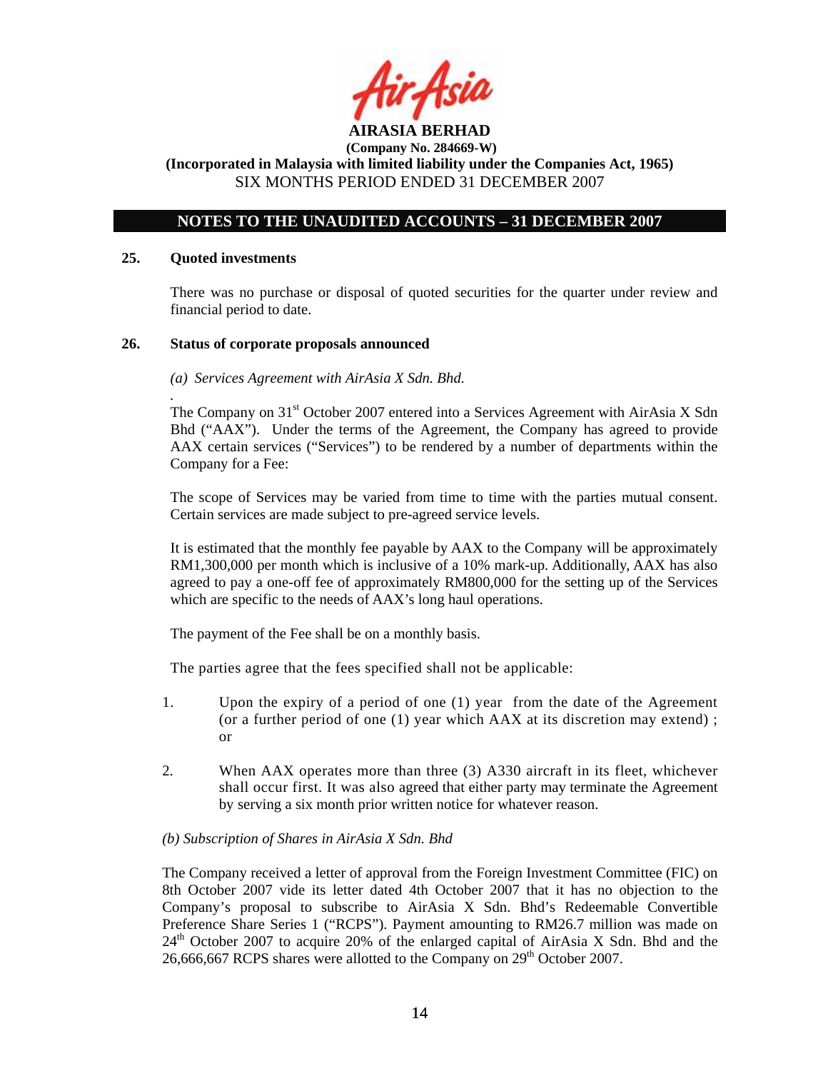**AIRASIA BERHAD**

**(Company No. 284669-W)**

**(Incorporated in Malaysia with limited liability under the Companies Act, 1965)**

SIX MONTHS PERIOD ENDED 31 DECEMBER 2007

## NOTES TO THE UNAUDITED ACCOUNTS – 31 DECEMBER 2007

### 25. Quoted investments

There was no purchase or disposal of quoted securities for the quarter under review and financial period to date.

### 26. Status of corporate proposals announced

*(a) Services Agreement with AirAsia X Sdn. Bhd.*

The Company on 31st October 2007 entered into a Services Agreement with AirAsia X Sdn Bhd ("AAX"). Under the terms of the Agreement, the Company has agreed to provide AAX certain services ("Services") to be rendered by a number of departments within the Company for a Fee:

The scope of Services may be varied from time to time with the parties mutual consent. Certain services are made subject to pre-agreed service levels.

It is estimated that the monthly fee payable by AAX to the Company will be approximately RM1,300,000 per month which is inclusive of a 10% mark-up. Additionally, AAX has also agreed to pay a one-off fee of approximately RM800,000 for the setting up of the Services which are specific to the needs of AAX's long haul operations.

The payment of the Fee shall be on a monthly basis.

The parties agree that the fees specified shall not be applicable:

1. Upon the expiry of a period of one (1) year from the date of the Agreement (or a further period of one (1) year which AAX at its discretion may extend) ; or

2. When AAX operates more than three (3) A330 aircraft in its fleet, whichever shall occur first. It was also agreed that either party may terminate the Agreement by serving a six month prior written notice for whatever reason.

*(b) Subscription of Shares in AirAsia X Sdn. Bhd*

The Company received a letter of approval from the Foreign Investment Committee (FIC) on 8th October 2007 vide its letter dated 4th October 2007 that it has no objection to the Company's proposal to subscribe to AirAsia X Sdn. Bhd's Redeemable Convertible Preference Share Series 1 ("RCPS"). Payment amounting to RM26.7 million was made on 24th October 2007 to acquire 20% of the enlarged capital of AirAsia X Sdn. Bhd and the 26,666,667 RCPS shares were allotted to the Company on 29th October 2007.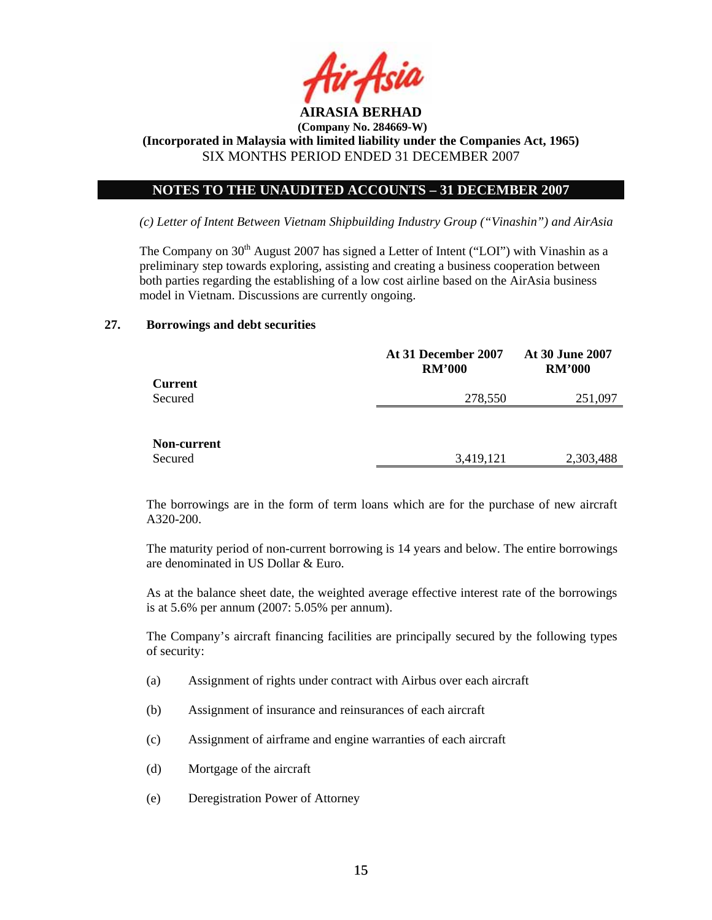**AIRASIA BERHAD**
**(Company No. 284669-W)**
**(Incorporated in Malaysia with limited liability under the Companies Act, 1965)**
SIX MONTHS PERIOD ENDED 31 DECEMBER 2007

## NOTES TO THE UNAUDITED ACCOUNTS – 31 DECEMBER 2007

*(c) Letter of Intent Between Vietnam Shipbuilding Industry Group ("Vinashin") and AirAsia*

The Company on 30th August 2007 has signed a Letter of Intent ("LOI") with Vinashin as a preliminary step towards exploring, assisting and creating a business cooperation between both parties regarding the establishing of a low cost airline based on the AirAsia business model in Vietnam. Discussions are currently ongoing.

### 27. Borrowings and debt securities

| | At 31 December 2007 RM'000 | At 30 June 2007 RM'000 |
|---|---|---|
| **Current** | | |
| Secured | 278,550 | 251,097 |
| **Non-current** | | |
| Secured | 3,419,121 | 2,303,488 |

The borrowings are in the form of term loans which are for the purchase of new aircraft A320-200.

The maturity period of non-current borrowing is 14 years and below. The entire borrowings are denominated in US Dollar & Euro.

As at the balance sheet date, the weighted average effective interest rate of the borrowings is at 5.6% per annum (2007: 5.05% per annum).

The Company's aircraft financing facilities are principally secured by the following types of security:

(a) Assignment of rights under contract with Airbus over each aircraft

(b) Assignment of insurance and reinsurances of each aircraft

(c) Assignment of airframe and engine warranties of each aircraft

(d) Mortgage of the aircraft

(e) Deregistration Power of Attorney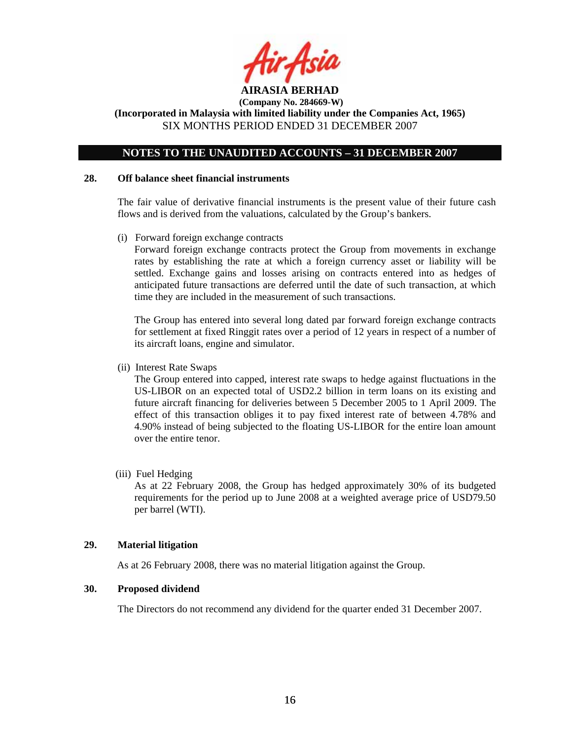**AIRASIA BERHAD**
**(Company No. 284669-W)**
**(Incorporated in Malaysia with limited liability under the Companies Act, 1965)**
SIX MONTHS PERIOD ENDED 31 DECEMBER 2007

## NOTES TO THE UNAUDITED ACCOUNTS – 31 DECEMBER 2007

### 28. Off balance sheet financial instruments

The fair value of derivative financial instruments is the present value of their future cash flows and is derived from the valuations, calculated by the Group's bankers.

(i) Forward foreign exchange contracts
Forward foreign exchange contracts protect the Group from movements in exchange rates by establishing the rate at which a foreign currency asset or liability will be settled. Exchange gains and losses arising on contracts entered into as hedges of anticipated future transactions are deferred until the date of such transaction, at which time they are included in the measurement of such transactions.

The Group has entered into several long dated par forward foreign exchange contracts for settlement at fixed Ringgit rates over a period of 12 years in respect of a number of its aircraft loans, engine and simulator.

(ii) Interest Rate Swaps
The Group entered into capped, interest rate swaps to hedge against fluctuations in the US-LIBOR on an expected total of USD2.2 billion in term loans on its existing and future aircraft financing for deliveries between 5 December 2005 to 1 April 2009. The effect of this transaction obliges it to pay fixed interest rate of between 4.78% and 4.90% instead of being subjected to the floating US-LIBOR for the entire loan amount over the entire tenor.

(iii) Fuel Hedging
As at 22 February 2008, the Group has hedged approximately 30% of its budgeted requirements for the period up to June 2008 at a weighted average price of USD79.50 per barrel (WTI).

### 29. Material litigation

As at 26 February 2008, there was no material litigation against the Group.

### 30. Proposed dividend

The Directors do not recommend any dividend for the quarter ended 31 December 2007.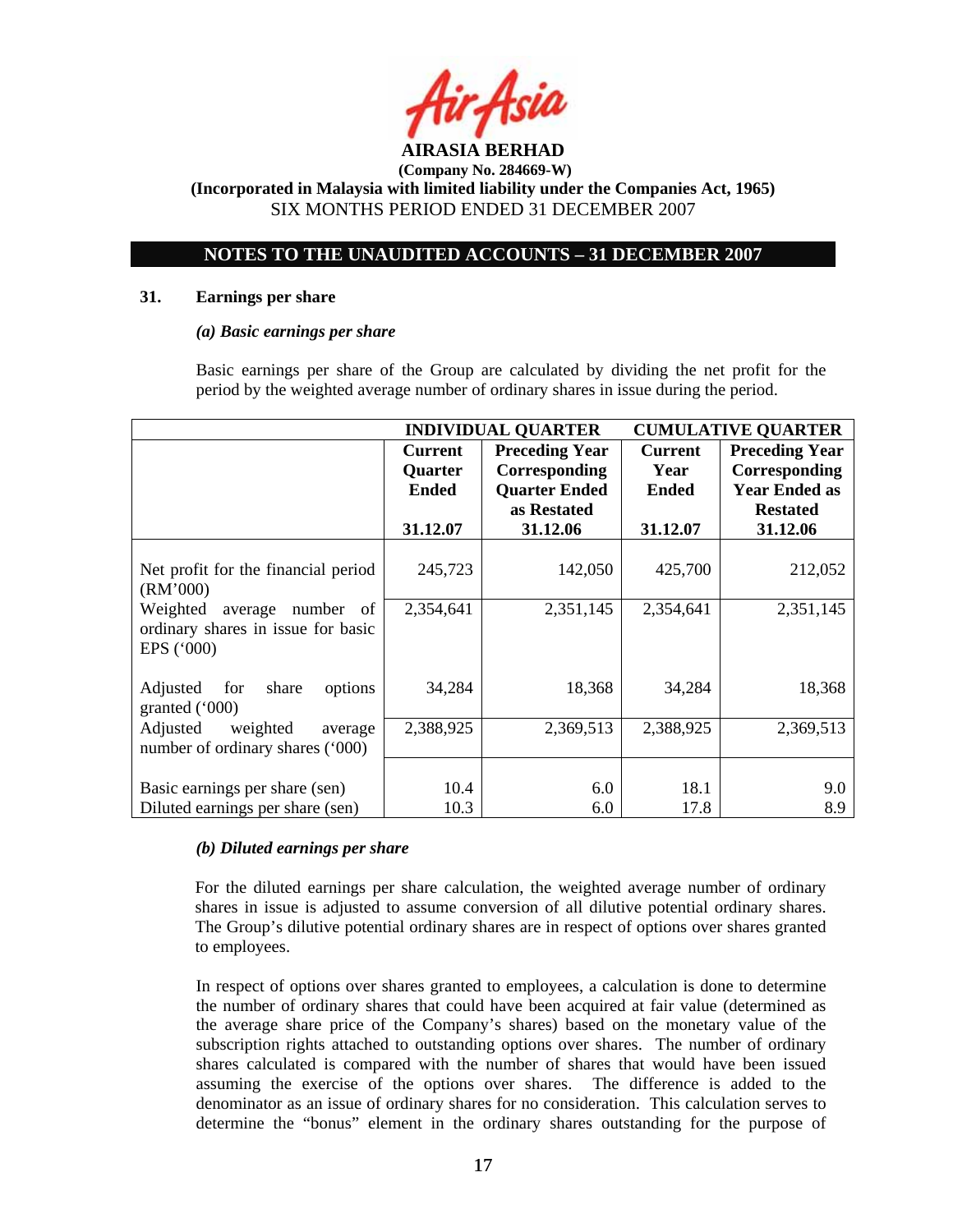**AIRASIA BERHAD**

**(Company No. 284669-W)**

**(Incorporated in Malaysia with limited liability under the Companies Act, 1965)**

SIX MONTHS PERIOD ENDED 31 DECEMBER 2007

**NOTES TO THE UNAUDITED ACCOUNTS – 31 DECEMBER 2007**

**31. Earnings per share**

***(a) Basic earnings per share***

Basic earnings per share of the Group are calculated by dividing the net profit for the period by the weighted average number of ordinary shares in issue during the period.

| | **INDIVIDUAL QUARTER** | | **CUMULATIVE QUARTER** | |
|---|---|---|---|---|
| | **Current Quarter Ended** | **Preceding Year Corresponding Quarter Ended as Restated** | **Current Year Ended** | **Preceding Year Corresponding Year Ended as Restated** |
| | **31.12.07** | **31.12.06** | **31.12.07** | **31.12.06** |
| Net profit for the financial period (RM'000) | 245,723 | 142,050 | 425,700 | 212,052 |
| Weighted average number of ordinary shares in issue for basic EPS ('000) | 2,354,641 | 2,351,145 | 2,354,641 | 2,351,145 |
| Adjusted for share options granted ('000) | 34,284 | 18,368 | 34,284 | 18,368 |
| Adjusted weighted average number of ordinary shares ('000) | 2,388,925 | 2,369,513 | 2,388,925 | 2,369,513 |
| Basic earnings per share (sen) | 10.4 | 6.0 | 18.1 | 9.0 |
| Diluted earnings per share (sen) | 10.3 | 6.0 | 17.8 | 8.9 |

***(b) Diluted earnings per share***

For the diluted earnings per share calculation, the weighted average number of ordinary shares in issue is adjusted to assume conversion of all dilutive potential ordinary shares. The Group's dilutive potential ordinary shares are in respect of options over shares granted to employees.

In respect of options over shares granted to employees, a calculation is done to determine the number of ordinary shares that could have been acquired at fair value (determined as the average share price of the Company's shares) based on the monetary value of the subscription rights attached to outstanding options over shares. The number of ordinary shares calculated is compared with the number of shares that would have been issued assuming the exercise of the options over shares. The difference is added to the denominator as an issue of ordinary shares for no consideration. This calculation serves to determine the "bonus" element in the ordinary shares outstanding for the purpose of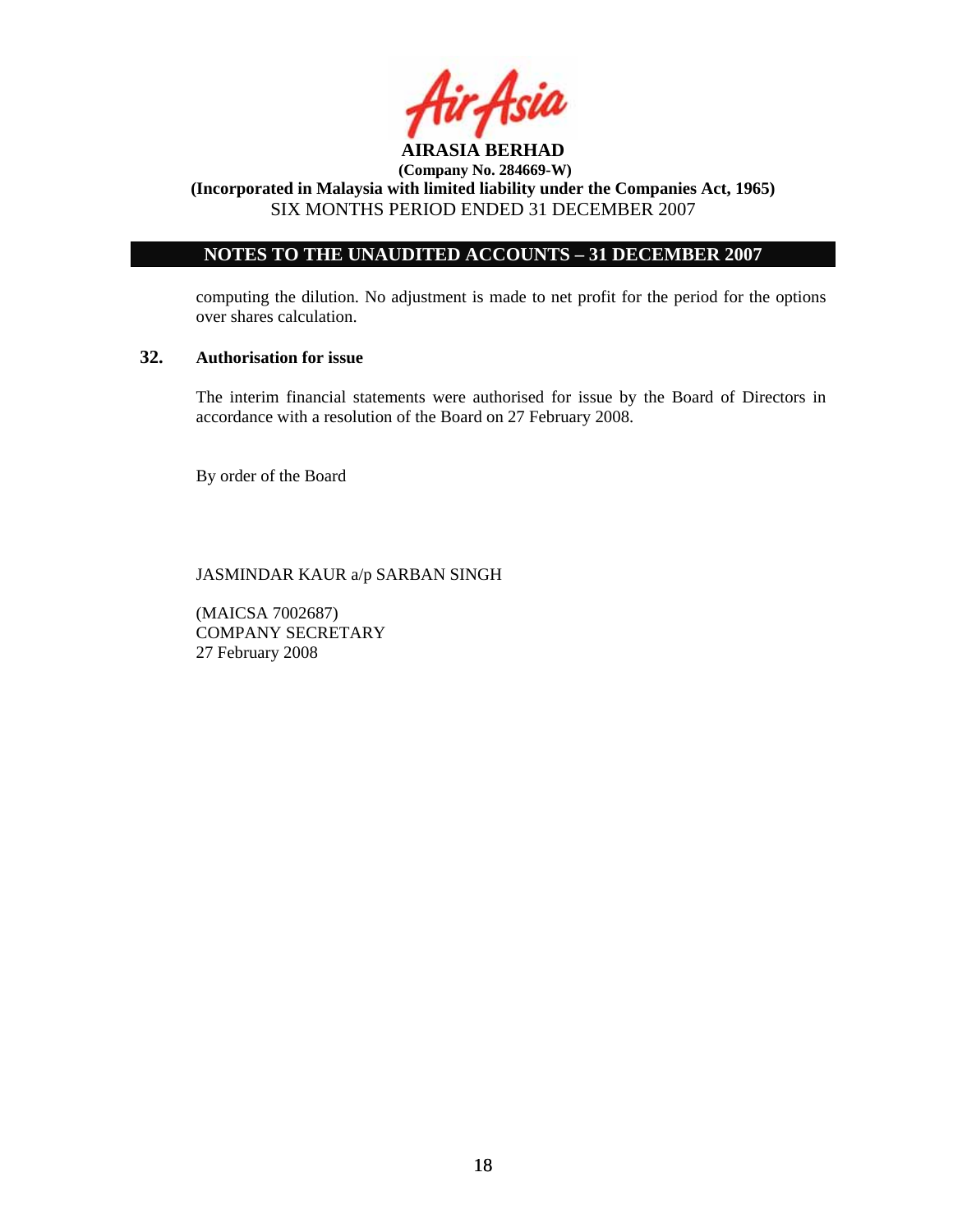computing the dilution. No adjustment is made to net profit for the period for the options over shares calculation.

## 32. Authorisation for issue

The interim financial statements were authorised for issue by the Board of Directors in accordance with a resolution of the Board on 27 February 2008.

By order of the Board

JASMINDAR KAUR a/p SARBAN SINGH

(MAICSA 7002687)
COMPANY SECRETARY
27 February 2008